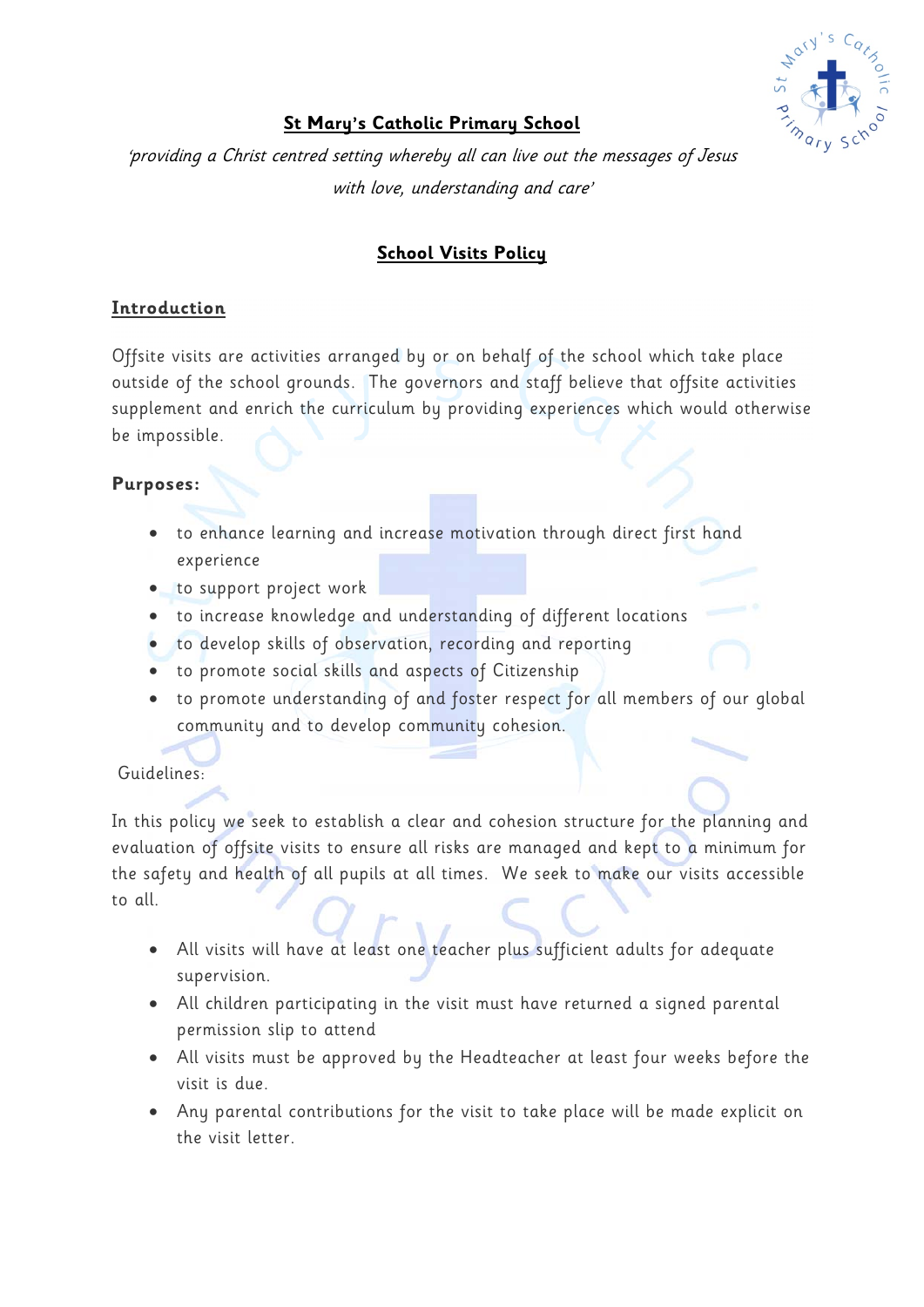# St Mary's Catholic Primary School

*'providing a Christ centred setting whereby all can live out the messages of Jesus with love, understanding and care'*

## School Visits Policy

### Introduction

Offsite visits are activities arranged by or on behalf of the school which take place outside of the school grounds. The governors and staff believe that offsite activities supplement and enrich the curriculum by providing experiences which would otherwise be impossible.

**Purposes:**

- to enhance learning and increase motivation through direct first hand experience
- to support project work
- to increase knowledge and understanding of different locations
- to develop skills of observation, recording and reporting
- to promote social skills and aspects of Citizenship
- to promote understanding of and foster respect for all members of our global community and to develop community cohesion.

Guidelines:

In this policy we seek to establish a clear and cohesion structure for the planning and evaluation of offsite visits to ensure all risks are managed and kept to a minimum for the safety and health of all pupils at all times. We seek to make our visits accessible to all.

- All visits will have at least one teacher plus sufficient adults for adequate supervision.
- All children participating in the visit must have returned a signed parental permission slip to attend
- All visits must be approved by the Headteacher at least four weeks before the visit is due.
- Any parental contributions for the visit to take place will be made explicit on the visit letter.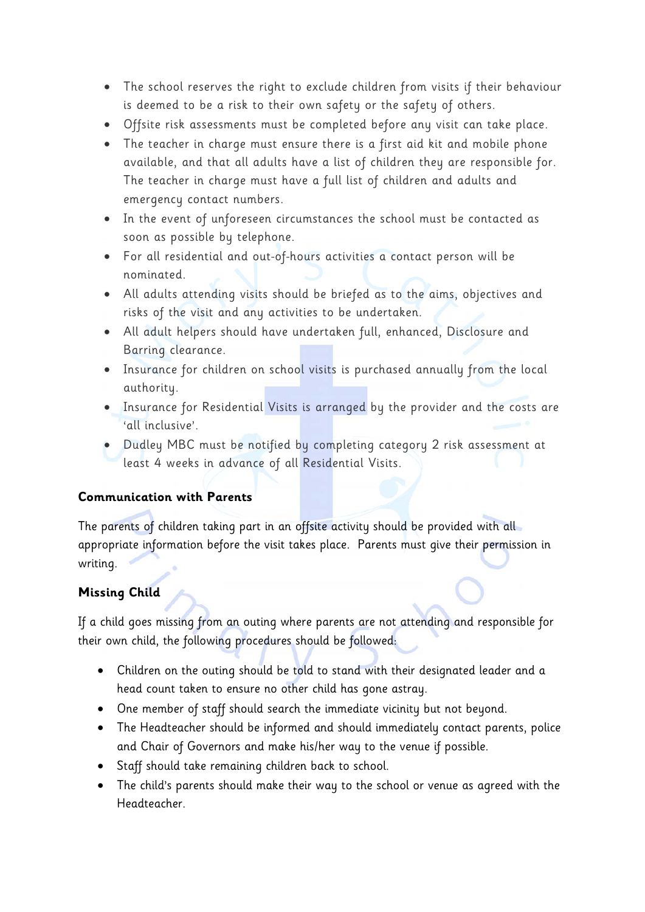- The school reserves the right to exclude children from visits if their behaviour is deemed to be a risk to their own safety or the safety of others.
- Offsite risk assessments must be completed before any visit can take place.
- The teacher in charge must ensure there is a first aid kit and mobile phone available, and that all adults have a list of children they are responsible for. The teacher in charge must have a full list of children and adults and emergency contact numbers.
- In the event of unforeseen circumstances the school must be contacted as soon as possible by telephone.
- For all residential and out-of-hours activities a contact person will be nominated.
- All adults attending visits should be briefed as to the aims, objectives and risks of the visit and any activities to be undertaken.
- All adult helpers should have undertaken full, enhanced, Disclosure and Barring clearance.
- Insurance for children on school visits is purchased annually from the local authority.
- Insurance for Residential Visits is arranged by the provider and the costs are 'all inclusive'.
- Dudley MBC must be notified by completing category 2 risk assessment at least 4 weeks in advance of all Residential Visits.

**Communication with Parents**

The parents of children taking part in an offsite activity should be provided with all appropriate information before the visit takes place. Parents must give their permission in writing.

**Missing Child**

If a child goes missing from an outing where parents are not attending and responsible for their own child, the following procedures should be followed:

- Children on the outing should be told to stand with their designated leader and a head count taken to ensure no other child has gone astray.
- One member of staff should search the immediate vicinity but not beyond.
- The Headteacher should be informed and should immediately contact parents, police and Chair of Governors and make his/her way to the venue if possible.
- Staff should take remaining children back to school.
- The child's parents should make their way to the school or venue as agreed with the Headteacher.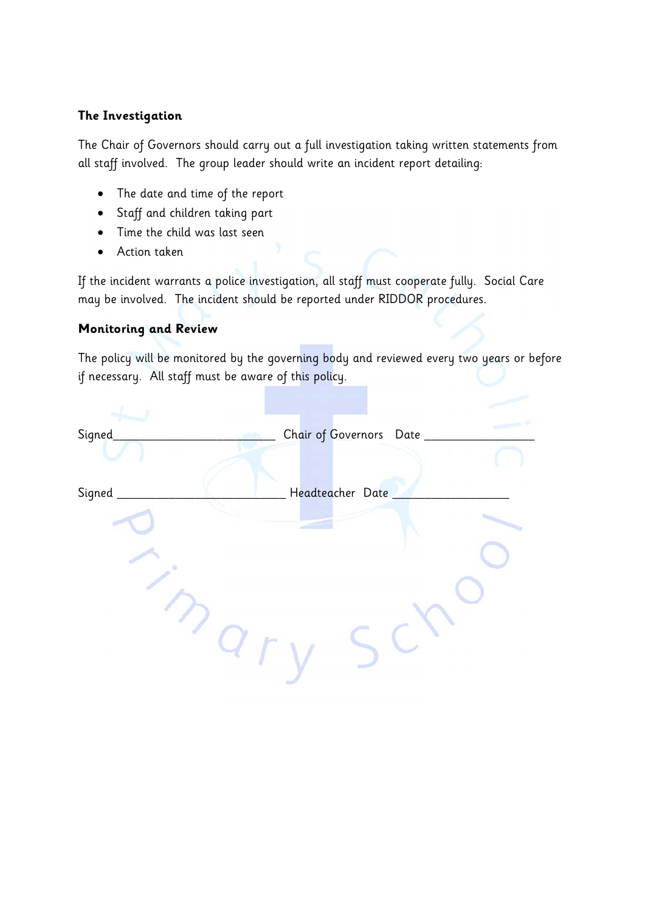## The Investigation

The Chair of Governors should carry out a full investigation taking written statements from all staff involved. The group leader should write an incident report detailing:

- The date and time of the report
- Staff and children taking part
- Time the child was last seen
- Action taken

If the incident warrants a police investigation, all staff must cooperate fully. Social Care may be involved. The incident should be reported under RIDDOR procedures.

## Monitoring and Review

The policy will be monitored by the governing body and reviewed every two years or before if necessary. All staff must be aware of this policy.

Signed_________________________ Chair of Governors Date _________________

Signed __________________________ Headteacher Date __________________